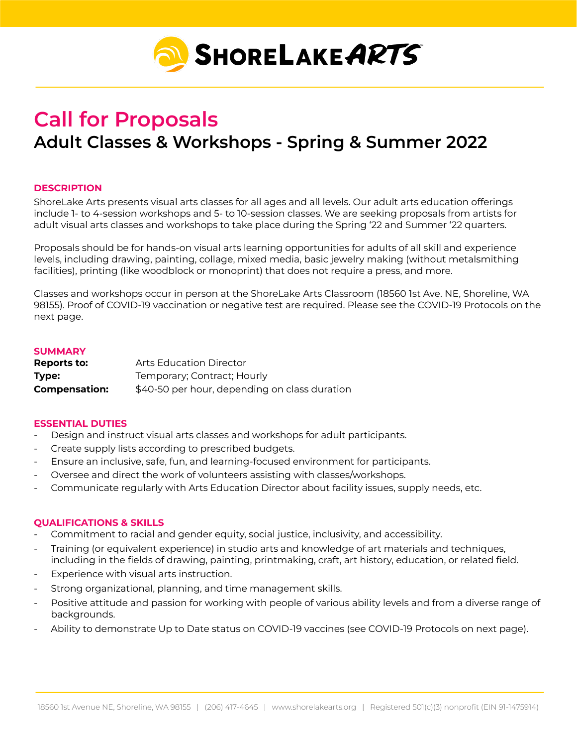# Call for Proposals

## Adult Classes & Workshops - Spring & Summer 2022

### DESCRIPTION

ShoreLake Arts presents visual arts classes for all ages and all levels. Our adult arts education offerings include 1- to 4-session workshops and 5- to 10-session classes. We are seeking proposals from artists for adult visual arts classes and workshops to take place during the Spring '22 and Summer '22 quarters.

Proposals should be for hands-on visual arts learning opportunities for adults of all skill and experience levels, including drawing, painting, collage, mixed media, basic jewelry making (without metalsmithing facilities), printing (like woodblock or monoprint) that does not require a press, and more.

Classes and workshops occur in person at the ShoreLake Arts Classroom (18560 1st Ave. NE, Shoreline, WA 98155). Proof of COVID-19 vaccination or negative test are required. Please see the COVID-19 Protocols on the next page.

### SUMMARY

| | |
|---|---|
| **Reports to:** | Arts Education Director |
| **Type:** | Temporary; Contract; Hourly |
| **Compensation:** | $40-50 per hour, depending on class duration |

### ESSENTIAL DUTIES

- Design and instruct visual arts classes and workshops for adult participants.
- Create supply lists according to prescribed budgets.
- Ensure an inclusive, safe, fun, and learning-focused environment for participants.
- Oversee and direct the work of volunteers assisting with classes/workshops.
- Communicate regularly with Arts Education Director about facility issues, supply needs, etc.

### QUALIFICATIONS & SKILLS

- Commitment to racial and gender equity, social justice, inclusivity, and accessibility.
- Training (or equivalent experience) in studio arts and knowledge of art materials and techniques, including in the fields of drawing, painting, printmaking, craft, art history, education, or related field.
- Experience with visual arts instruction.
- Strong organizational, planning, and time management skills.
- Positive attitude and passion for working with people of various ability levels and from a diverse range of backgrounds.
- Ability to demonstrate Up to Date status on COVID-19 vaccines (see COVID-19 Protocols on next page).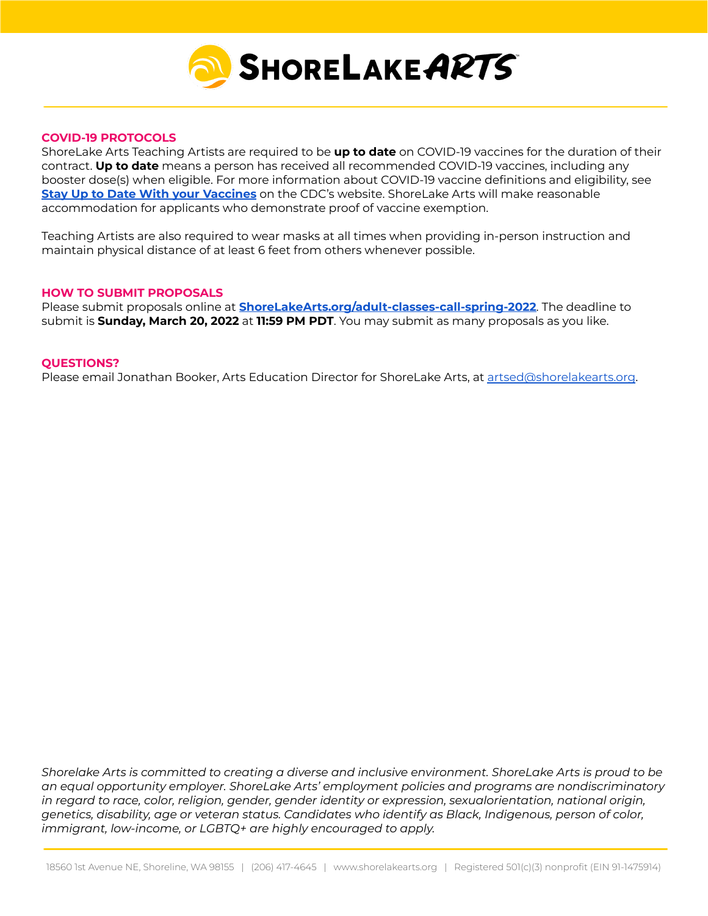## COVID-19 PROTOCOLS

ShoreLake Arts Teaching Artists are required to be **up to date** on COVID-19 vaccines for the duration of their contract. **Up to date** means a person has received all recommended COVID-19 vaccines, including any booster dose(s) when eligible. For more information about COVID-19 vaccine definitions and eligibility, see **Stay Up to Date With your Vaccines** on the CDC's website. ShoreLake Arts will make reasonable accommodation for applicants who demonstrate proof of vaccine exemption.

Teaching Artists are also required to wear masks at all times when providing in-person instruction and maintain physical distance of at least 6 feet from others whenever possible.

## HOW TO SUBMIT PROPOSALS

Please submit proposals online at **ShoreLakeArts.org/adult-classes-call-spring-2022**. The deadline to submit is **Sunday, March 20, 2022** at **11:59 PM PDT**. You may submit as many proposals as you like.

## QUESTIONS?

Please email Jonathan Booker, Arts Education Director for ShoreLake Arts, at artsed@shorelakearts.org.

*Shorelake Arts is committed to creating a diverse and inclusive environment. ShoreLake Arts is proud to be an equal opportunity employer. ShoreLake Arts' employment policies and programs are nondiscriminatory in regard to race, color, religion, gender, gender identity or expression, sexualorientation, national origin, genetics, disability, age or veteran status. Candidates who identify as Black, Indigenous, person of color, immigrant, low-income, or LGBTQ+ are highly encouraged to apply.*

18560 1st Avenue NE, Shoreline, WA 98155 | (206) 417-4645 | www.shorelakearts.org | Registered 501(c)(3) nonprofit (EIN 91-1475914)